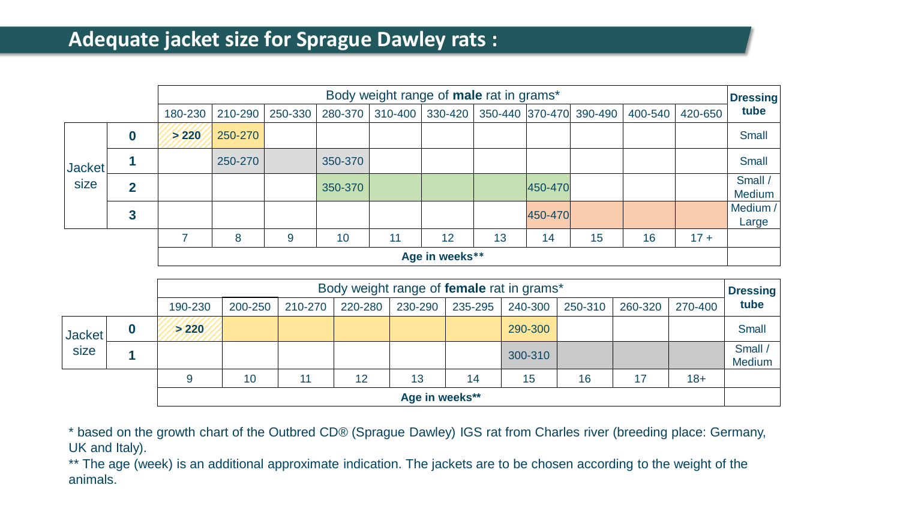## Adequate jacket size for Sprague Dawley rats :

| | | Body weight range of **male** rat in grams* | | | | | | | | | | | Dressing tube |
|---|---|---|---|---|---|---|---|---|---|---|---|---|---|
| | | 180-230 | 210-290 | 250-330 | 280-370 | 310-400 | 330-420 | 350-440 | 370-470 | 390-490 | 400-540 | 420-650 | |
| Jacket size | **0** | **> 220** | 250-270 | | | | | | | | | | Small |
| | **1** | | 250-270 | | 350-370 | | | | | | | | Small |
| | **2** | | | | 350-370 | | | | 450-470 | | | | Small / Medium |
| | **3** | | | | | | | | 450-470 | | | | Medium / Large |
| | | 7 | 8 | 9 | 10 | 11 | 12 | 13 | 14 | 15 | 16 | 17 + | |
| | | **Age in weeks**** | | | | | | | | | | | |

| | | Body weight range of **female** rat in grams* | | | | | | | | | | Dressing tube |
|---|---|---|---|---|---|---|---|---|---|---|---|---|
| | | 190-230 | 200-250 | 210-270 | 220-280 | 230-290 | 235-295 | 240-300 | 250-310 | 260-320 | 270-400 | |
| Jacket size | **0** | **> 220** | | | | | | 290-300 | | | | Small |
| | **1** | | | | | | | 300-310 | | | | Small / Medium |
| | | 9 | 10 | 11 | 12 | 13 | 14 | 15 | 16 | 17 | 18+ | |
| | | **Age in weeks**** | | | | | | | | | | |

* based on the growth chart of the Outbred CD® (Sprague Dawley) IGS rat from Charles river (breeding place: Germany, UK and Italy).

** The age (week) is an additional approximate indication. The jackets are to be chosen according to the weight of the animals.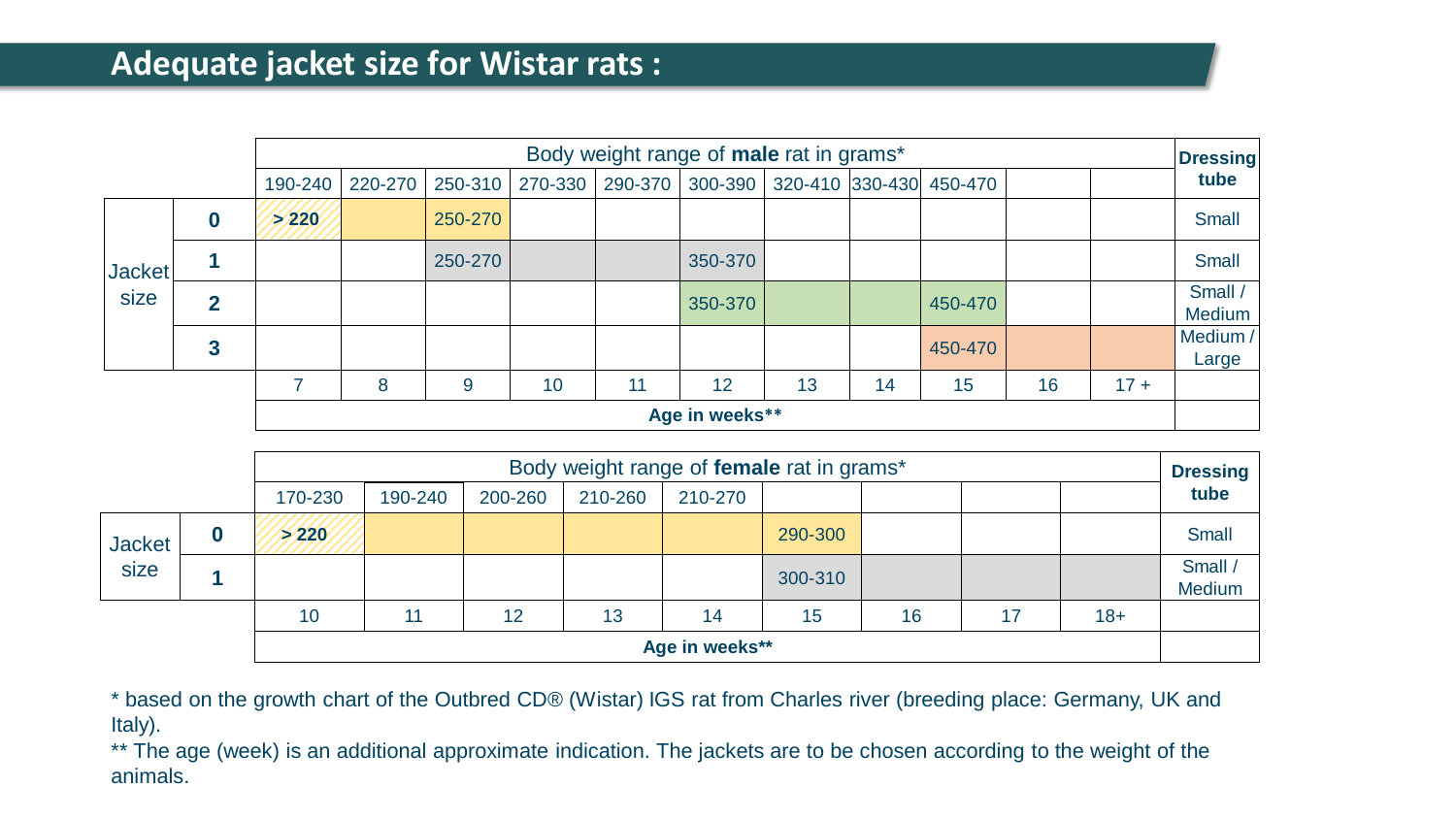## Adequate jacket size for Wistar rats :

| | | Body weight range of **male** rat in grams* | | | | | | | | | | | **Dressing tube** |
|---|---|---|---|---|---|---|---|---|---|---|---|---|---|
| | | 190-240 | 220-270 | 250-310 | 270-330 | 290-370 | 300-390 | 320-410 | 330-430 | 450-470 | | | |
| Jacket size | **0** | **> 220** | | 250-270 | | | | | | | | | Small |
| | **1** | | | 250-270 | | | 350-370 | | | | | | Small |
| | **2** | | | | | | 350-370 | | | 450-470 | | | Small / Medium |
| | **3** | | | | | | | | | 450-470 | | | Medium / Large |
| | | 7 | 8 | 9 | 10 | 11 | 12 | 13 | 14 | 15 | 16 | 17 + | |
| | | **Age in weeks**** | | | | | | | | | | | |

| | | Body weight range of **female** rat in grams* | | | | | | | | | **Dressing tube** |
|---|---|---|---|---|---|---|---|---|---|---|---|
| | | 170-230 | 190-240 | 200-260 | 210-260 | 210-270 | | | | | |
| Jacket size | **0** | **> 220** | | | | | 290-300 | | | | Small |
| | **1** | | | | | | 300-310 | | | | Small / Medium |
| | | 10 | 11 | 12 | 13 | 14 | 15 | 16 | 17 | 18+ | |
| | | **Age in weeks**** | | | | | | | | | |

* based on the growth chart of the Outbred CD® (Wistar) IGS rat from Charles river (breeding place: Germany, UK and Italy).

** The age (week) is an additional approximate indication. The jackets are to be chosen according to the weight of the animals.